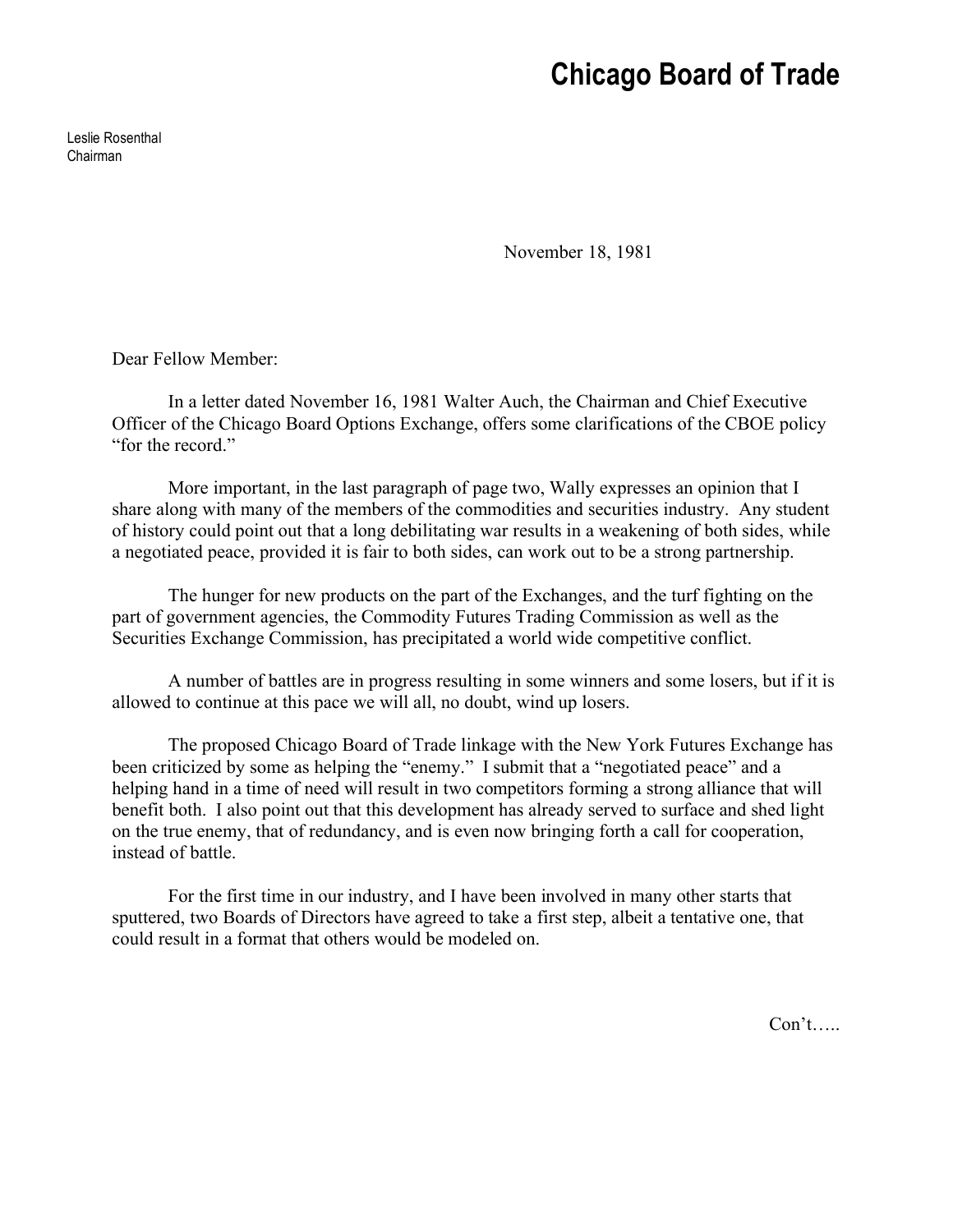# Chicago Board of Trade

Leslie Rosenthal
Chairman

November 18, 1981

Dear Fellow Member:

In a letter dated November 16, 1981 Walter Auch, the Chairman and Chief Executive Officer of the Chicago Board Options Exchange, offers some clarifications of the CBOE policy "for the record."

More important, in the last paragraph of page two, Wally expresses an opinion that I share along with many of the members of the commodities and securities industry. Any student of history could point out that a long debilitating war results in a weakening of both sides, while a negotiated peace, provided it is fair to both sides, can work out to be a strong partnership.

The hunger for new products on the part of the Exchanges, and the turf fighting on the part of government agencies, the Commodity Futures Trading Commission as well as the Securities Exchange Commission, has precipitated a world wide competitive conflict.

A number of battles are in progress resulting in some winners and some losers, but if it is allowed to continue at this pace we will all, no doubt, wind up losers.

The proposed Chicago Board of Trade linkage with the New York Futures Exchange has been criticized by some as helping the "enemy." I submit that a "negotiated peace" and a helping hand in a time of need will result in two competitors forming a strong alliance that will benefit both. I also point out that this development has already served to surface and shed light on the true enemy, that of redundancy, and is even now bringing forth a call for cooperation, instead of battle.

For the first time in our industry, and I have been involved in many other starts that sputtered, two Boards of Directors have agreed to take a first step, albeit a tentative one, that could result in a format that others would be modeled on.

Con't…..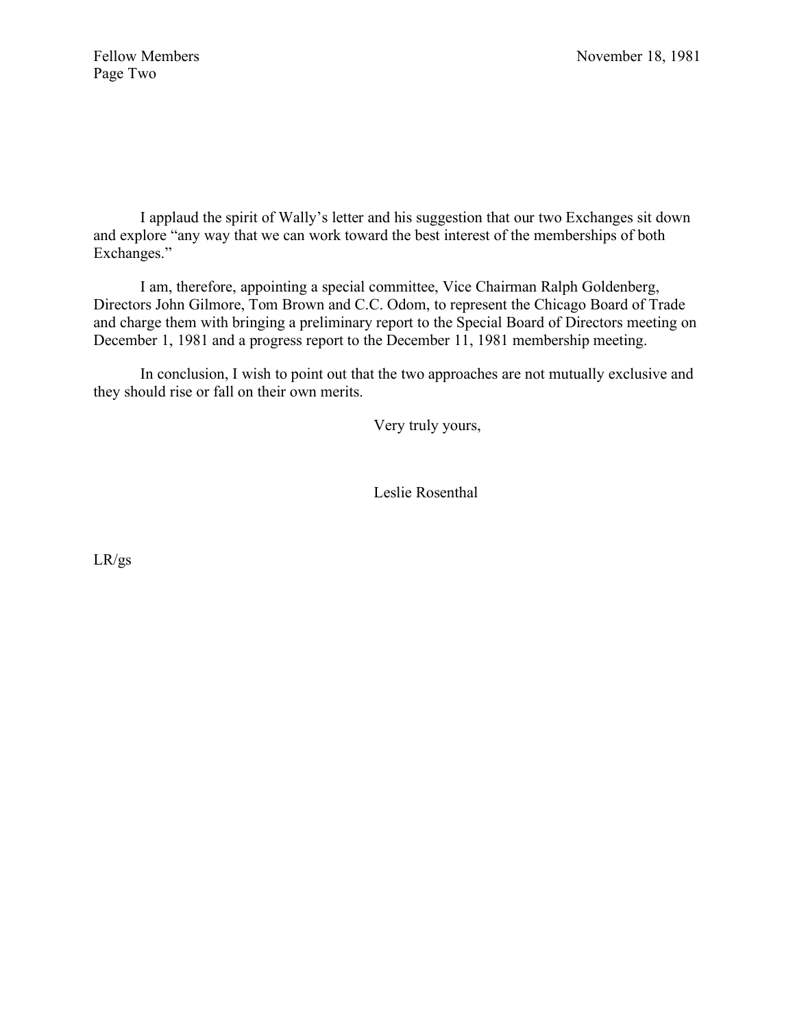I applaud the spirit of Wally's letter and his suggestion that our two Exchanges sit down and explore "any way that we can work toward the best interest of the memberships of both Exchanges."

I am, therefore, appointing a special committee, Vice Chairman Ralph Goldenberg, Directors John Gilmore, Tom Brown and C.C. Odom, to represent the Chicago Board of Trade and charge them with bringing a preliminary report to the Special Board of Directors meeting on December 1, 1981 and a progress report to the December 11, 1981 membership meeting.

In conclusion, I wish to point out that the two approaches are not mutually exclusive and they should rise or fall on their own merits.

Very truly yours,

Leslie Rosenthal

LR/gs